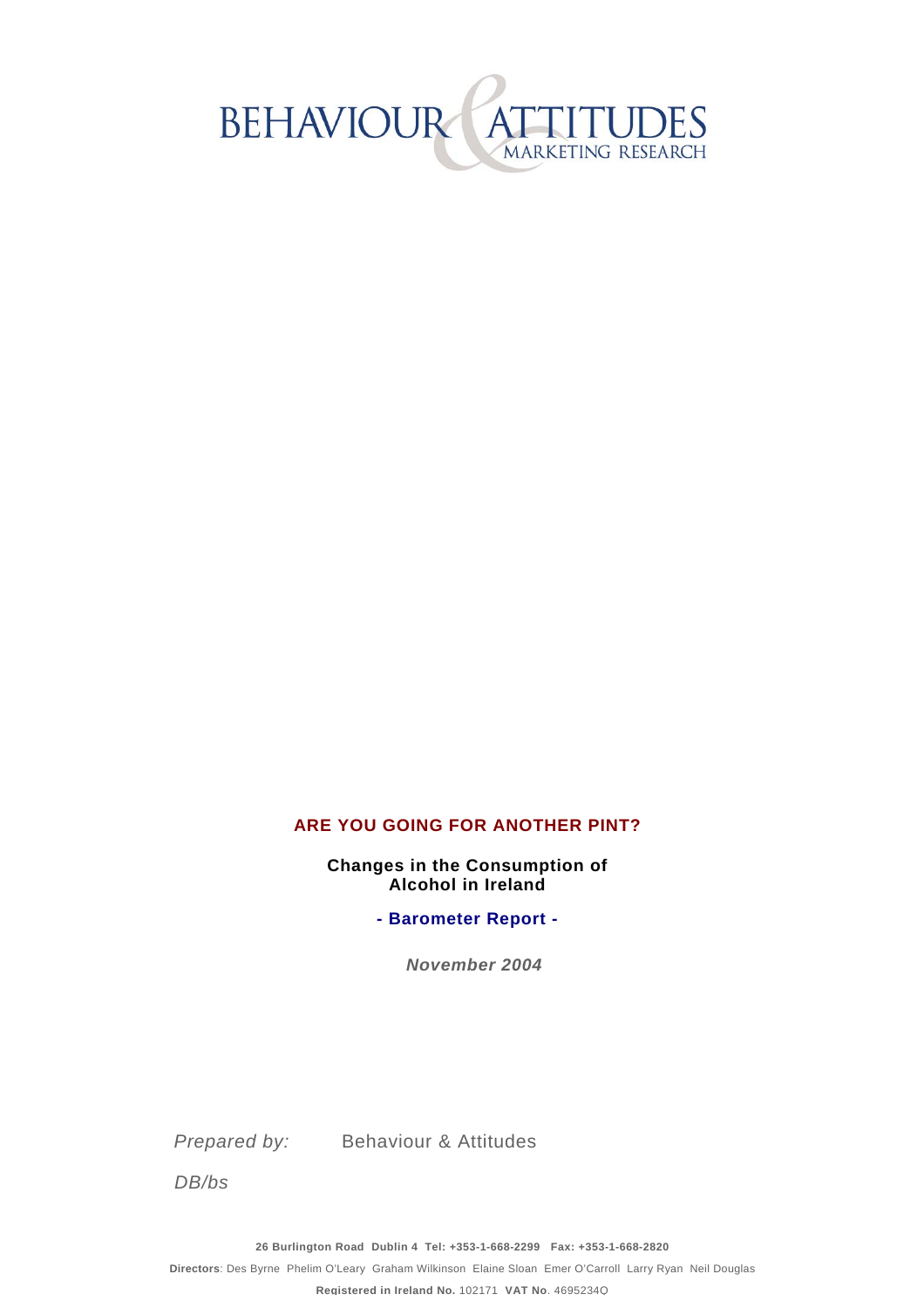BEHAVIOUR & ATTITUDES
MARKETING RESEARCH

# ARE YOU GOING FOR ANOTHER PINT?

**Changes in the Consumption of Alcohol in Ireland**

**- Barometer Report -**

***November 2004***

*Prepared by:* Behaviour & Attitudes

*DB/bs*

**26 Burlington Road Dublin 4 Tel: +353-1-668-2299 Fax: +353-1-668-2820**

**Directors**: Des Byrne Phelim O'Leary Graham Wilkinson Elaine Sloan Emer O'Carroll Larry Ryan Neil Douglas

**Registered in Ireland No.** 102171 **VAT No**. 4695234O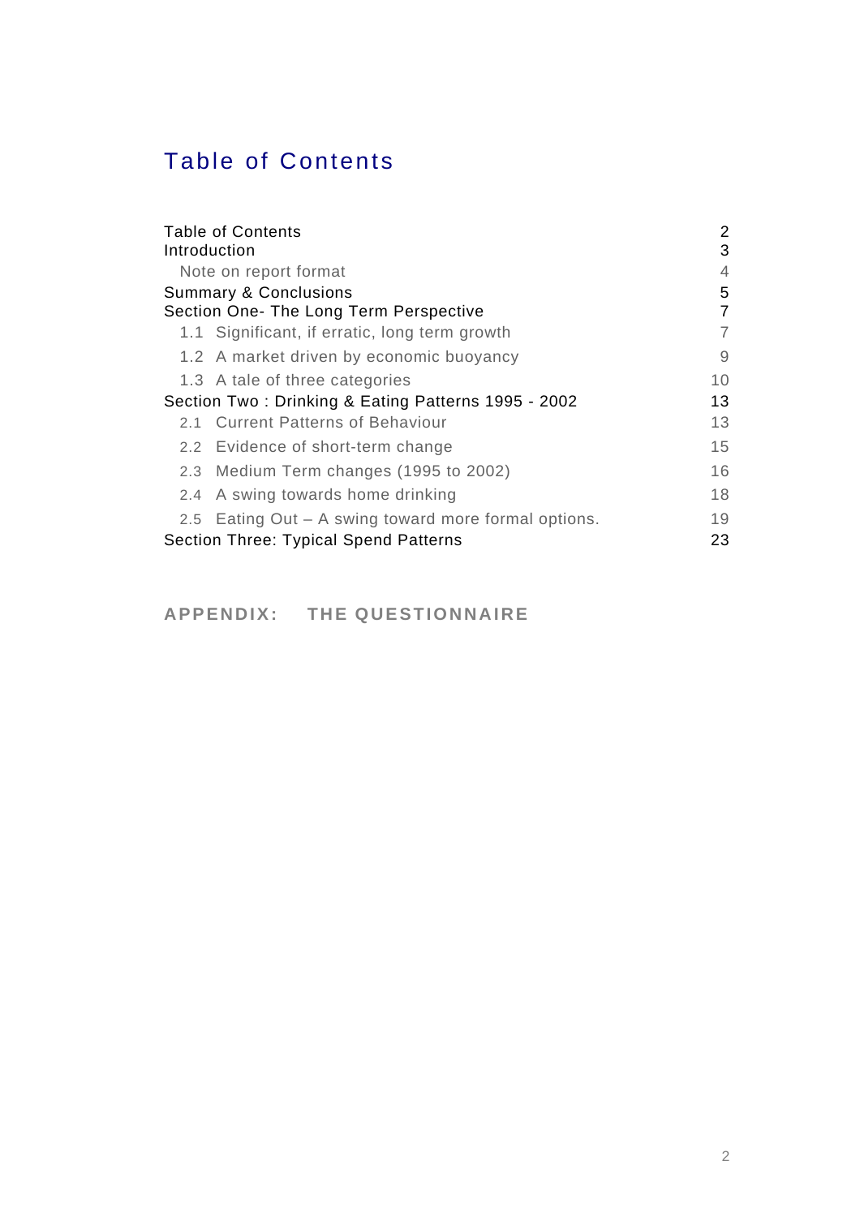# Table of Contents

| | |
|---|---|
| Table of Contents | 2 |
| Introduction | 3 |
| Note on report format | 4 |
| Summary & Conclusions | 5 |
| Section One- The Long Term Perspective | 7 |
| 1.1 Significant, if erratic, long term growth | 7 |
| 1.2 A market driven by economic buoyancy | 9 |
| 1.3 A tale of three categories | 10 |
| Section Two : Drinking & Eating Patterns 1995 - 2002 | 13 |
| 2.1 Current Patterns of Behaviour | 13 |
| 2.2 Evidence of short-term change | 15 |
| 2.3 Medium Term changes (1995 to 2002) | 16 |
| 2.4 A swing towards home drinking | 18 |
| 2.5 Eating Out – A swing toward more formal options. | 19 |
| Section Three: Typical Spend Patterns | 23 |

**APPENDIX: THE QUESTIONNAIRE**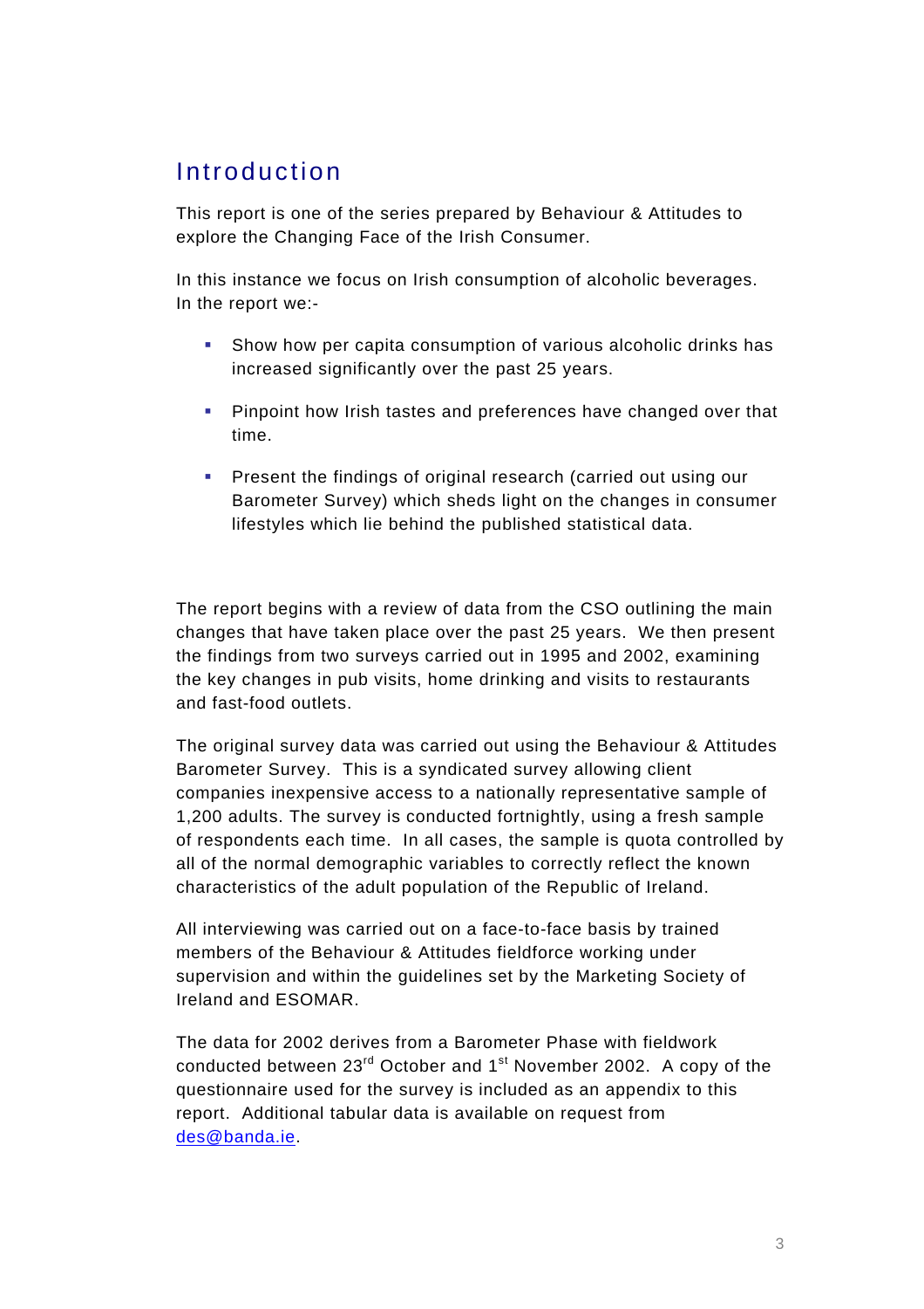# Introduction

This report is one of the series prepared by Behaviour & Attitudes to explore the Changing Face of the Irish Consumer.

In this instance we focus on Irish consumption of alcoholic beverages. In the report we:-

- Show how per capita consumption of various alcoholic drinks has increased significantly over the past 25 years.
- Pinpoint how Irish tastes and preferences have changed over that time.
- Present the findings of original research (carried out using our Barometer Survey) which sheds light on the changes in consumer lifestyles which lie behind the published statistical data.

The report begins with a review of data from the CSO outlining the main changes that have taken place over the past 25 years. We then present the findings from two surveys carried out in 1995 and 2002, examining the key changes in pub visits, home drinking and visits to restaurants and fast-food outlets.

The original survey data was carried out using the Behaviour & Attitudes Barometer Survey. This is a syndicated survey allowing client companies inexpensive access to a nationally representative sample of 1,200 adults. The survey is conducted fortnightly, using a fresh sample of respondents each time. In all cases, the sample is quota controlled by all of the normal demographic variables to correctly reflect the known characteristics of the adult population of the Republic of Ireland.

All interviewing was carried out on a face-to-face basis by trained members of the Behaviour & Attitudes fieldforce working under supervision and within the guidelines set by the Marketing Society of Ireland and ESOMAR.

The data for 2002 derives from a Barometer Phase with fieldwork conducted between 23rd October and 1st November 2002. A copy of the questionnaire used for the survey is included as an appendix to this report. Additional tabular data is available on request from des@banda.ie.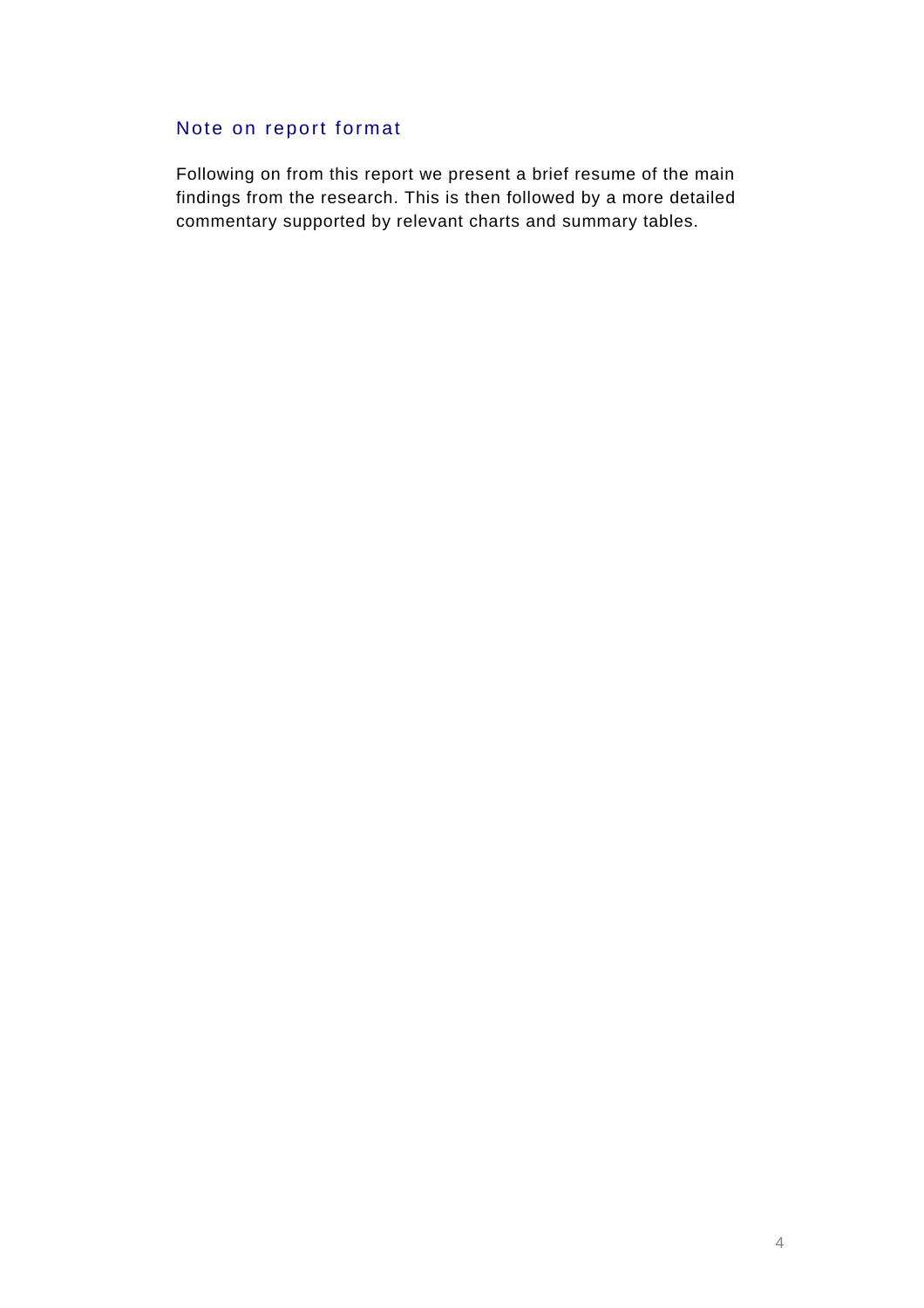## Note on report format

Following on from this report we present a brief resume of the main findings from the research. This is then followed by a more detailed commentary supported by relevant charts and summary tables.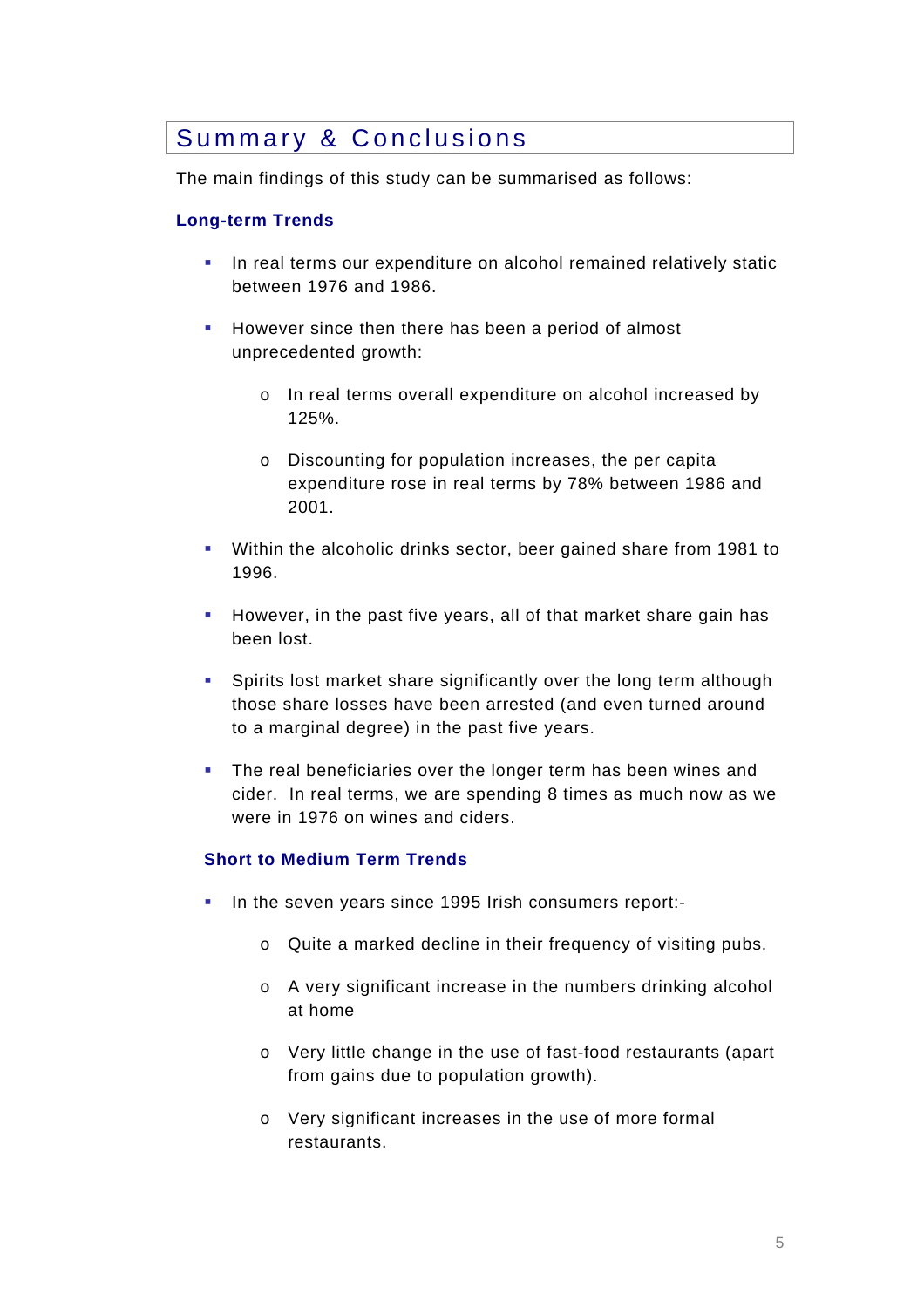# Summary & Conclusions

The main findings of this study can be summarised as follows:

### Long-term Trends

- In real terms our expenditure on alcohol remained relatively static between 1976 and 1986.
- However since then there has been a period of almost unprecedented growth:
  - In real terms overall expenditure on alcohol increased by 125%.
  - Discounting for population increases, the per capita expenditure rose in real terms by 78% between 1986 and 2001.
- Within the alcoholic drinks sector, beer gained share from 1981 to 1996.
- However, in the past five years, all of that market share gain has been lost.
- Spirits lost market share significantly over the long term although those share losses have been arrested (and even turned around to a marginal degree) in the past five years.
- The real beneficiaries over the longer term has been wines and cider. In real terms, we are spending 8 times as much now as we were in 1976 on wines and ciders.

### Short to Medium Term Trends

- In the seven years since 1995 Irish consumers report:-
  - Quite a marked decline in their frequency of visiting pubs.
  - A very significant increase in the numbers drinking alcohol at home
  - Very little change in the use of fast-food restaurants (apart from gains due to population growth).
  - Very significant increases in the use of more formal restaurants.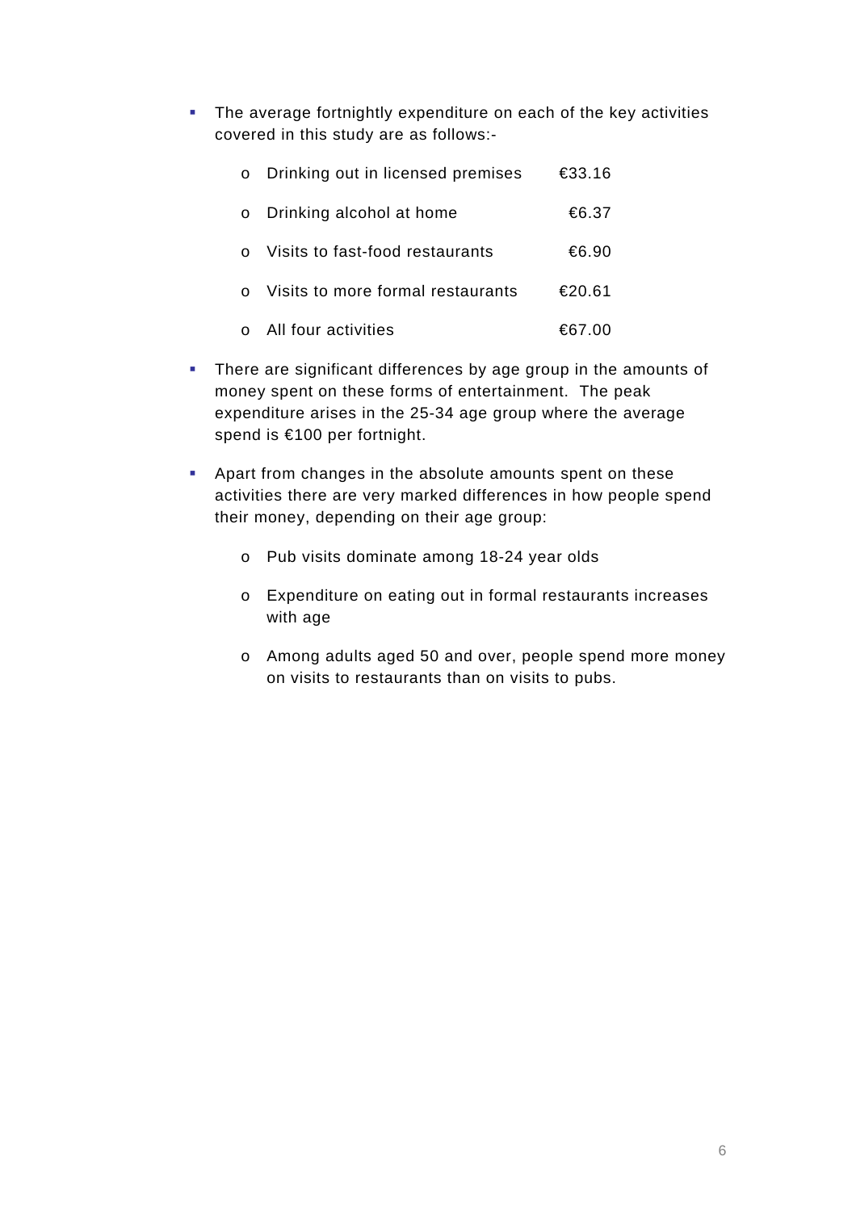- The average fortnightly expenditure on each of the key activities covered in this study are as follows:-

    - Drinking out in licensed premises €33.16
    - Drinking alcohol at home €6.37
    - Visits to fast-food restaurants €6.90
    - Visits to more formal restaurants €20.61
    - All four activities €67.00

- There are significant differences by age group in the amounts of money spent on these forms of entertainment. The peak expenditure arises in the 25-34 age group where the average spend is €100 per fortnight.

- Apart from changes in the absolute amounts spent on these activities there are very marked differences in how people spend their money, depending on their age group:

    - Pub visits dominate among 18-24 year olds
    - Expenditure on eating out in formal restaurants increases with age
    - Among adults aged 50 and over, people spend more money on visits to restaurants than on visits to pubs.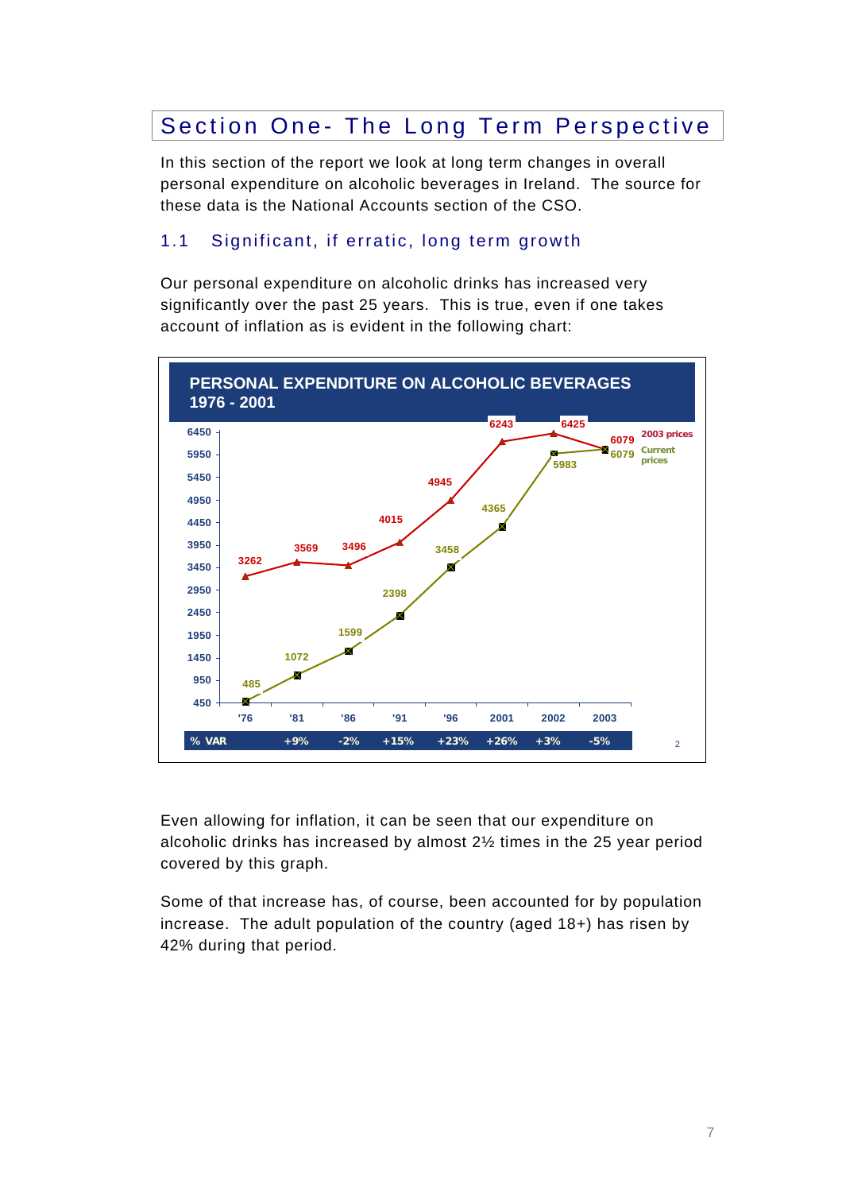# Section One- The Long Term Perspective

In this section of the report we look at long term changes in overall personal expenditure on alcoholic beverages in Ireland. The source for these data is the National Accounts section of the CSO.

## 1.1 Significant, if erratic, long term growth

Our personal expenditure on alcoholic drinks has increased very significantly over the past 25 years. This is true, even if one takes account of inflation as is evident in the following chart:

**PERSONAL EXPENDITURE ON ALCOHOLIC BEVERAGES 1976 - 2001**

| | '76 | '81 | '86 | '91 | '96 | 2001 | 2002 | 2003 |
|---|---|---|---|---|---|---|---|---|
| 2003 prices | 3262 | 3569 | 3496 | 4015 | 4945 | 6243 | 6425 | 6079 |
| Current prices | 485 | 1072 | 1599 | 2398 | 3458 | 4365 | 5983 | 6079 |
| % VAR | | +9% | -2% | +15% | +23% | +26% | +3% | -5% |

Even allowing for inflation, it can be seen that our expenditure on alcoholic drinks has increased by almost 2½ times in the 25 year period covered by this graph.

Some of that increase has, of course, been accounted for by population increase. The adult population of the country (aged 18+) has risen by 42% during that period.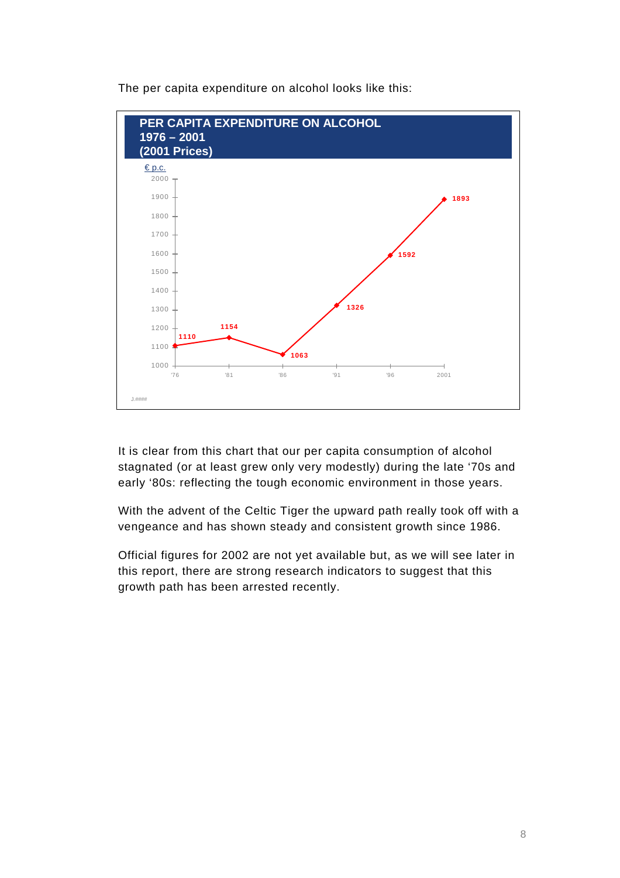The per capita expenditure on alcohol looks like this:

**PER CAPITA EXPENDITURE ON ALCOHOL
1976 – 2001
(2001 Prices)**

| Year | € p.c. |
|---|---|
| '76 | 1110 |
| '81 | 1154 |
| '86 | 1063 |
| '91 | 1326 |
| '96 | 1592 |
| 2001 | 1893 |

It is clear from this chart that our per capita consumption of alcohol stagnated (or at least grew only very modestly) during the late '70s and early '80s: reflecting the tough economic environment in those years.

With the advent of the Celtic Tiger the upward path really took off with a vengeance and has shown steady and consistent growth since 1986.

Official figures for 2002 are not yet available but, as we will see later in this report, there are strong research indicators to suggest that this growth path has been arrested recently.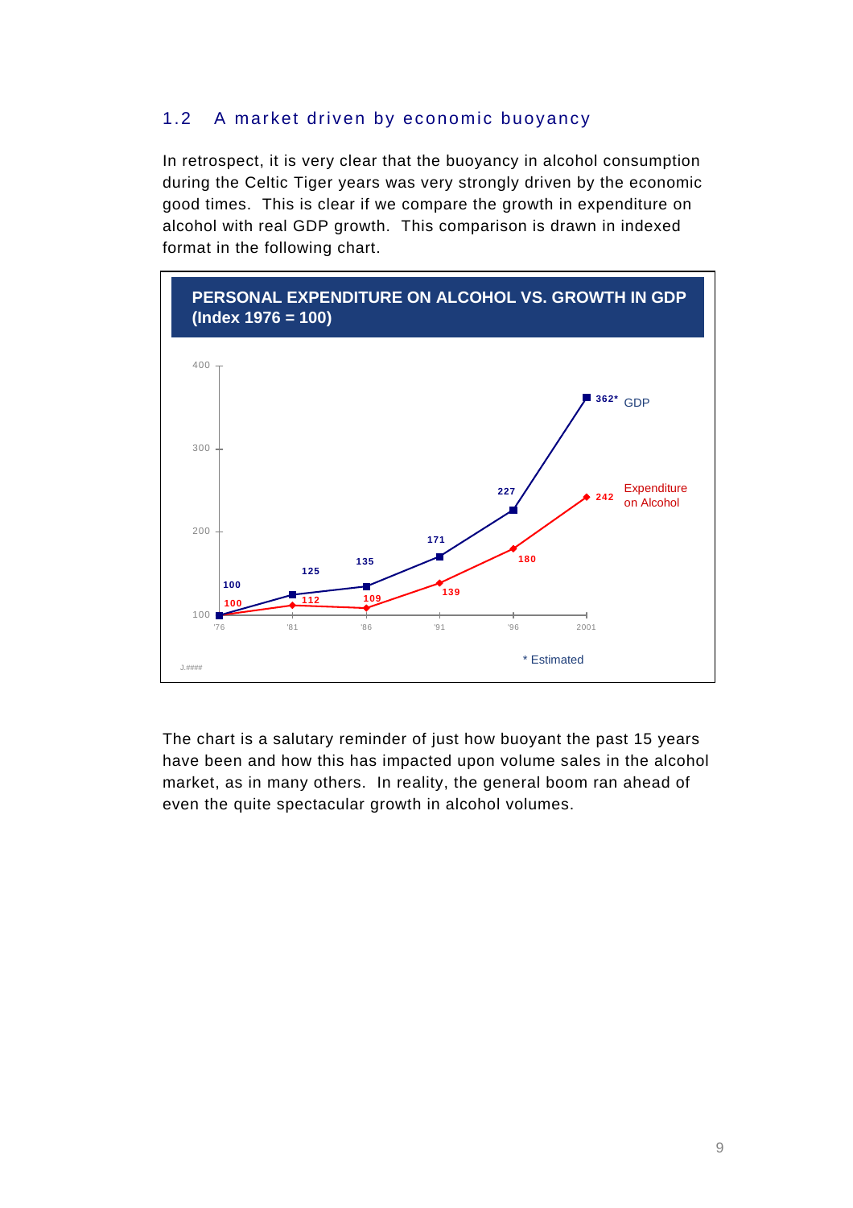## 1.2 A market driven by economic buoyancy

In retrospect, it is very clear that the buoyancy in alcohol consumption during the Celtic Tiger years was very strongly driven by the economic good times. This is clear if we compare the growth in expenditure on alcohol with real GDP growth. This comparison is drawn in indexed format in the following chart.

**PERSONAL EXPENDITURE ON ALCOHOL VS. GROWTH IN GDP (Index 1976 = 100)**

| Year | GDP | Expenditure on Alcohol |
|---|---|---|
| '76 | 100 | 100 |
| '81 | 125 | 112 |
| '86 | 135 | 109 |
| '91 | 171 | 139 |
| '96 | 227 | 180 |
| 2001 | 362* | 242 |

\* Estimated

The chart is a salutary reminder of just how buoyant the past 15 years have been and how this has impacted upon volume sales in the alcohol market, as in many others. In reality, the general boom ran ahead of even the quite spectacular growth in alcohol volumes.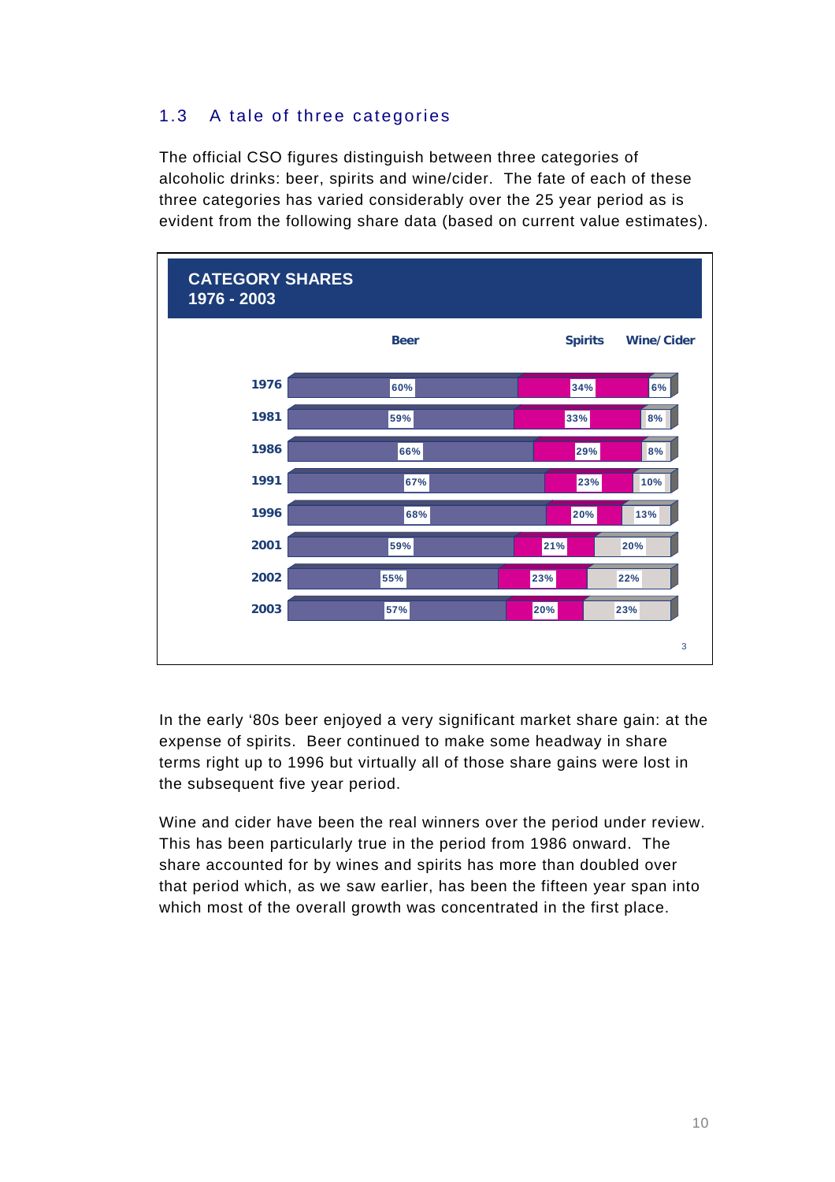## 1.3 A tale of three categories

The official CSO figures distinguish between three categories of alcoholic drinks: beer, spirits and wine/cider. The fate of each of these three categories has varied considerably over the 25 year period as is evident from the following share data (based on current value estimates).

**CATEGORY SHARES**
**1976 - 2003**

| Year | Beer | Spirits | Wine/Cider |
|---|---|---|---|
| 1976 | 60% | 34% | 6% |
| 1981 | 59% | 33% | 8% |
| 1986 | 66% | 29% | 8% |
| 1991 | 67% | 23% | 10% |
| 1996 | 68% | 20% | 13% |
| 2001 | 59% | 21% | 20% |
| 2002 | 55% | 23% | 22% |
| 2003 | 57% | 20% | 23% |

3

In the early '80s beer enjoyed a very significant market share gain: at the expense of spirits. Beer continued to make some headway in share terms right up to 1996 but virtually all of those share gains were lost in the subsequent five year period.

Wine and cider have been the real winners over the period under review. This has been particularly true in the period from 1986 onward. The share accounted for by wines and spirits has more than doubled over that period which, as we saw earlier, has been the fifteen year span into which most of the overall growth was concentrated in the first place.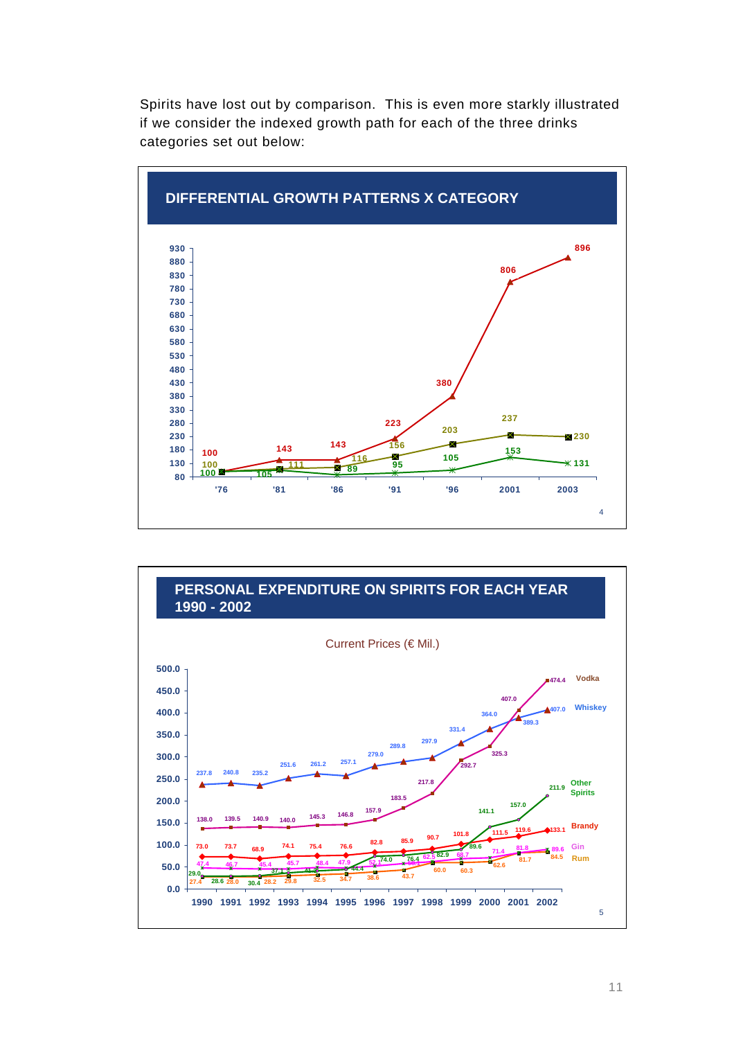Spirits have lost out by comparison. This is even more starkly illustrated if we consider the indexed growth path for each of the three drinks categories set out below:

**DIFFERENTIAL GROWTH PATTERNS X CATEGORY**

| | '76 | '81 | '86 | '91 | '96 | 2001 | 2003 |
|---|---|---|---|---|---|---|---|
| Red series | 100 | 143 | 143 | 223 | 380 | 806 | 896 |
| Olive series | 100 | 111 | 116 | 156 | 203 | 237 | 230 |
| Green series | 100 | 105 | 89 | 95 | 105 | 153 | 131 |

4

**PERSONAL EXPENDITURE ON SPIRITS FOR EACH YEAR 1990 - 2002**

Current Prices (€ Mil.)

| | 1990 | 1991 | 1992 | 1993 | 1994 | 1995 | 1996 | 1997 | 1998 | 1999 | 2000 | 2001 | 2002 |
|---|---|---|---|---|---|---|---|---|---|---|---|---|---|
| Vodka | 138.0 | 139.5 | 140.9 | 140.0 | 145.3 | 146.8 | 157.9 | 183.5 | 217.8 | 292.7 | 325.3 | 407.0 | 474.4 |
| Whiskey | 237.8 | 240.8 | 235.2 | 251.6 | 261.2 | 257.1 | 279.0 | 289.8 | 297.9 | 331.4 | 364.0 | 389.3 | 407.0 |
| Other Spirits | 29.0 | 28.6 | 30.4 | 37.1 | 41.7 | 44.4 | 74.0 | 76.4 | 82.9 | 89.6 | 141.1 | 157.0 | 211.9 |
| Brandy | 73.0 | 73.7 | 68.9 | 74.1 | 75.4 | 76.6 | 82.8 | 85.9 | 90.7 | 101.8 | 111.5 | 119.6 | 133.1 |
| Gin | 47.4 | 46.7 | 45.4 | 45.7 | 48.4 | 47.9 | 52.1 | 56.3 | 62.5 | 68.7 | 71.4 | 81.8 | 89.6 |
| Rum | 27.4 | 28.0 | 28.2 | 29.8 | 32.5 | 34.7 | 38.6 | 43.7 | 60.0 | 60.3 | 62.6 | 81.7 | 84.5 |

5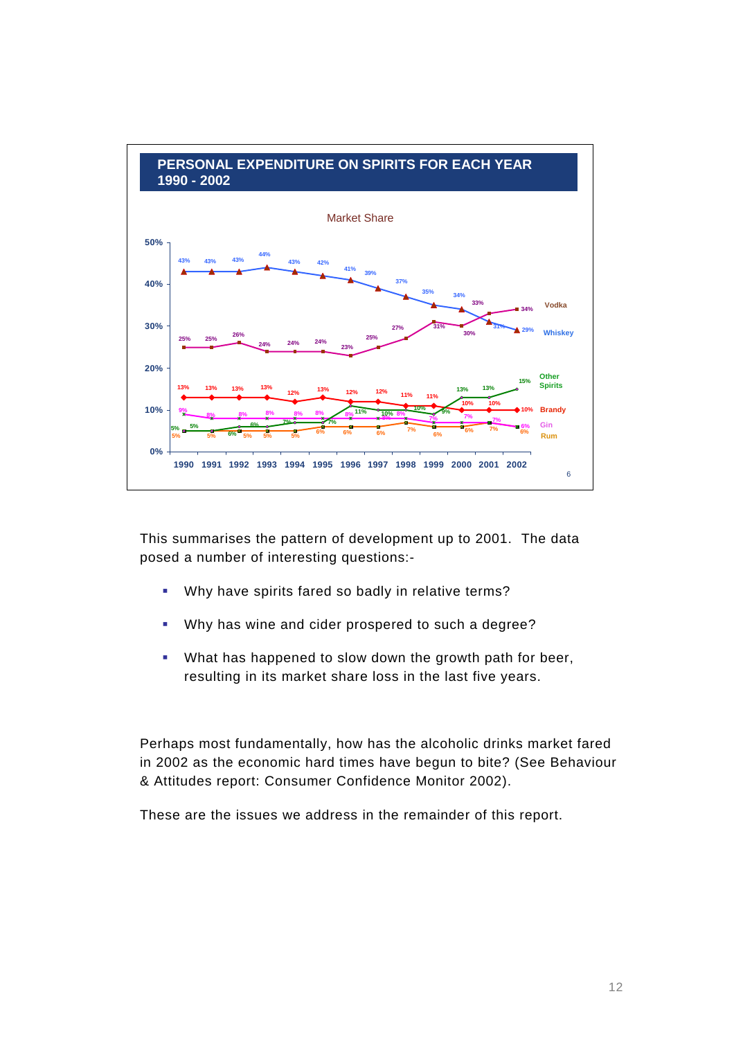**PERSONAL EXPENDITURE ON SPIRITS FOR EACH YEAR 1990 - 2002**

Market Share

| | 1990 | 1991 | 1992 | 1993 | 1994 | 1995 | 1996 | 1997 | 1998 | 1999 | 2000 | 2001 | 2002 |
|---|---|---|---|---|---|---|---|---|---|---|---|---|---|
| Whiskey | 43% | 43% | 43% | 44% | 43% | 42% | 41% | 39% | 37% | 35% | 34% | 31% | 29% |
| Vodka | 25% | 25% | 26% | 24% | 24% | 24% | 23% | 25% | 27% | 31% | 30% | 33% | 34% |
| Brandy | 13% | 13% | 13% | 13% | 12% | 13% | 12% | 12% | 11% | 11% | 10% | 10% | 10% |
| Other Spirits | 5% | 5% | 6% | 6% | 7% | 7% | 11% | 10% | 10% | 9% | 13% | 13% | 15% |
| Gin | 9% | 8% | 8% | 8% | 8% | 8% | 8% | 8% | 8% | 7% | 7% | 7% | 6% |
| Rum | 5% | 5% | 5% | 5% | 5% | 6% | 6% | 6% | 7% | 6% | 6% | 7% | 6% |

This summarises the pattern of development up to 2001. The data posed a number of interesting questions:-

- Why have spirits fared so badly in relative terms?
- Why has wine and cider prospered to such a degree?
- What has happened to slow down the growth path for beer, resulting in its market share loss in the last five years.

Perhaps most fundamentally, how has the alcoholic drinks market fared in 2002 as the economic hard times have begun to bite? (See Behaviour & Attitudes report: Consumer Confidence Monitor 2002).

These are the issues we address in the remainder of this report.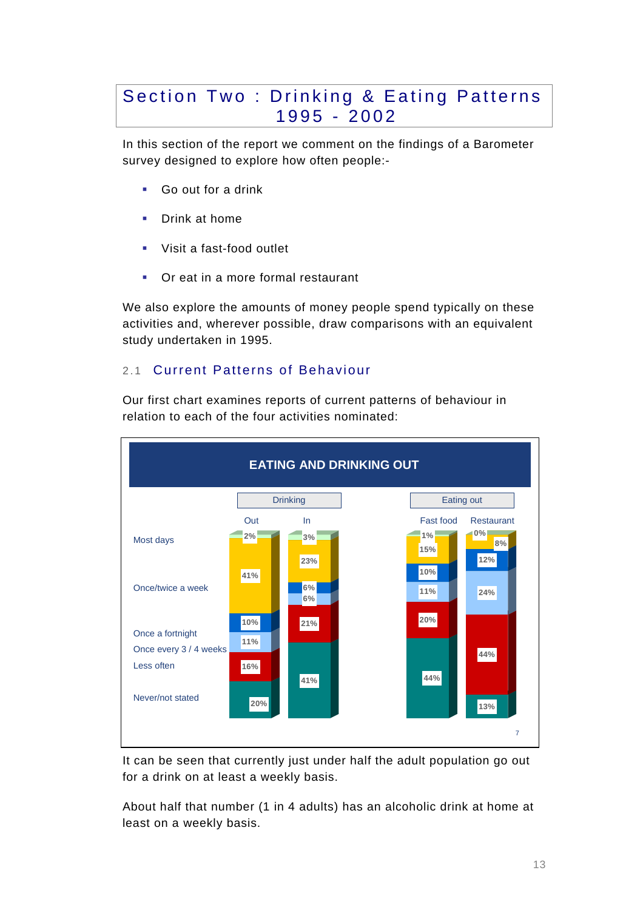# Section Two : Drinking & Eating Patterns 1995 - 2002

In this section of the report we comment on the findings of a Barometer survey designed to explore how often people:-

- Go out for a drink
- Drink at home
- Visit a fast-food outlet
- Or eat in a more formal restaurant

We also explore the amounts of money people spend typically on these activities and, wherever possible, draw comparisons with an equivalent study undertaken in 1995.

## 2.1 Current Patterns of Behaviour

Our first chart examines reports of current patterns of behaviour in relation to each of the four activities nominated:

**EATING AND DRINKING OUT**

| | Drinking | | Eating out | |
|---|---|---|---|---|
| | Out | In | Fast food | Restaurant |
| Most days | 2% | 3% | 1% | 0% |
| Once/twice a week | 41% | 23% | 15% | 8% |
| Once a fortnight | 10% | 6% | 10% | 12% |
| Once every 3 / 4 weeks | 11% | 6% | 11% | 24% |
| Less often | 16% | 21% | 20% | 44% |
| Never/not stated | 20% | 41% | 44% | 13% |

It can be seen that currently just under half the adult population go out for a drink on at least a weekly basis.

About half that number (1 in 4 adults) has an alcoholic drink at home at least on a weekly basis.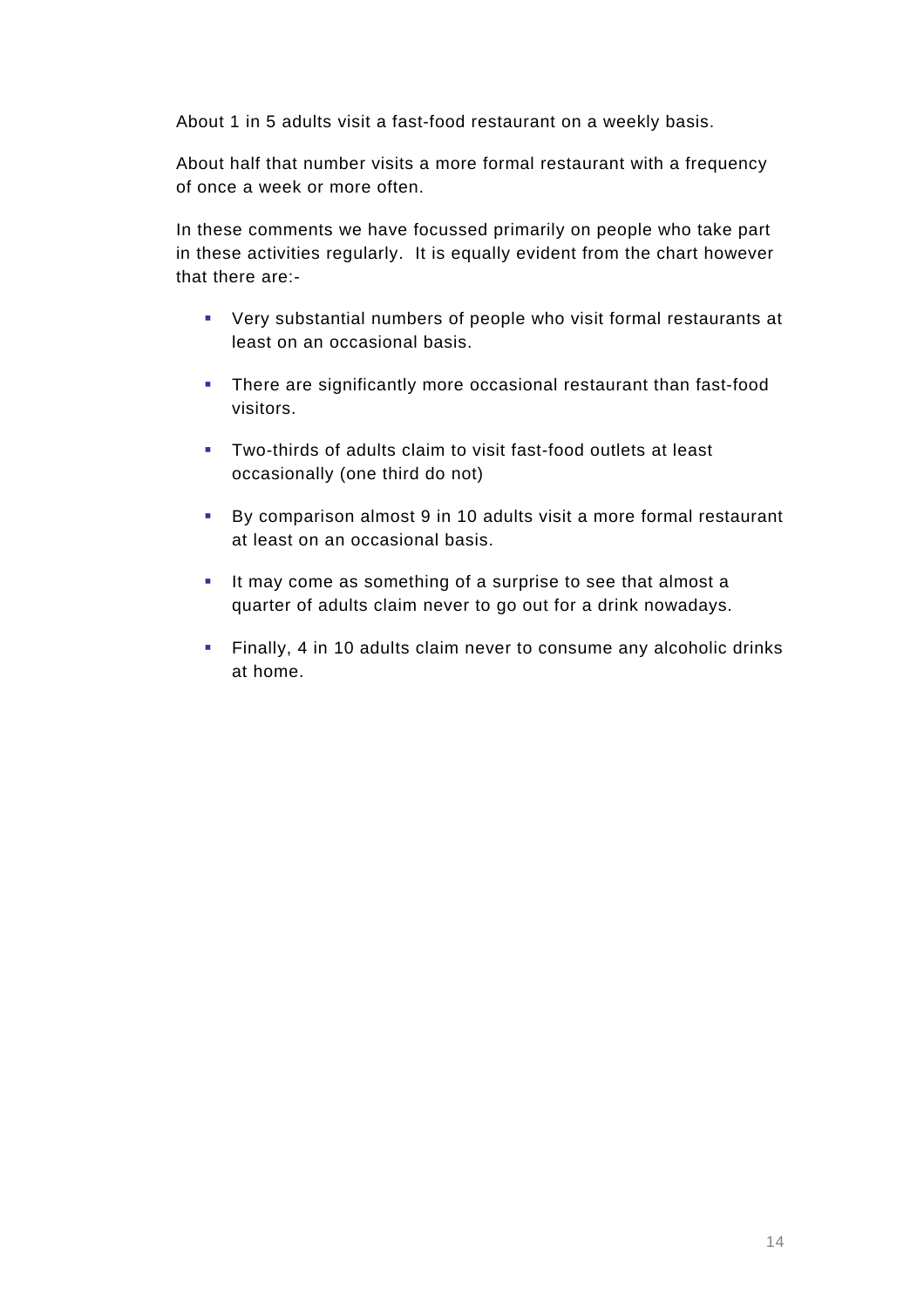About 1 in 5 adults visit a fast-food restaurant on a weekly basis.

About half that number visits a more formal restaurant with a frequency of once a week or more often.

In these comments we have focussed primarily on people who take part in these activities regularly.  It is equally evident from the chart however that there are:-

- Very substantial numbers of people who visit formal restaurants at least on an occasional basis.
- There are significantly more occasional restaurant than fast-food visitors.
- Two-thirds of adults claim to visit fast-food outlets at least occasionally (one third do not)
- By comparison almost 9 in 10 adults visit a more formal restaurant at least on an occasional basis.
- It may come as something of a surprise to see that almost a quarter of adults claim never to go out for a drink nowadays.
- Finally, 4 in 10 adults claim never to consume any alcoholic drinks at home.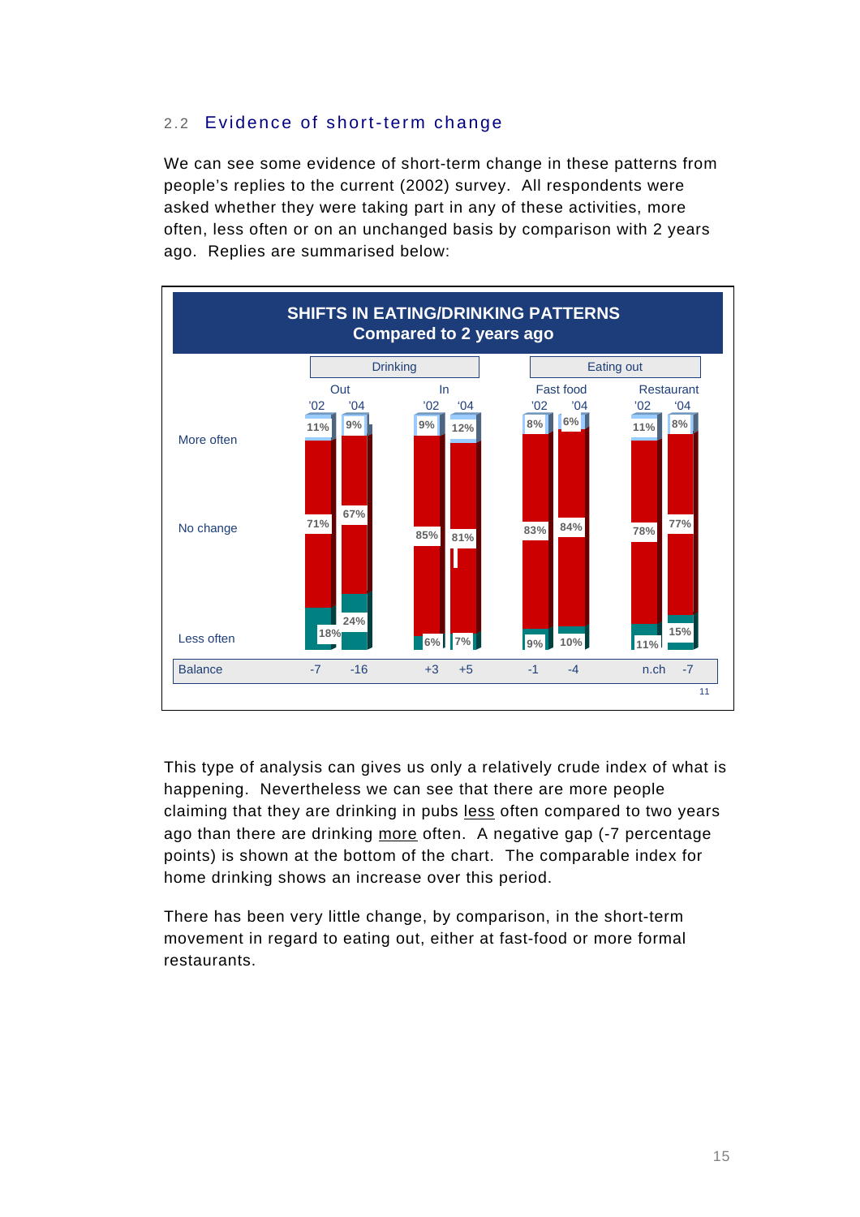## 2.2 Evidence of short-term change

We can see some evidence of short-term change in these patterns from people's replies to the current (2002) survey. All respondents were asked whether they were taking part in any of these activities, more often, less often or on an unchanged basis by comparison with 2 years ago. Replies are summarised below:

**SHIFTS IN EATING/DRINKING PATTERNS**
**Compared to 2 years ago**

| | Drinking Out '02 | Drinking Out '04 | Drinking In '02 | Drinking In '04 | Fast food '02 | Fast food '04 | Restaurant '02 | Restaurant '04 |
|---|---|---|---|---|---|---|---|---|
| More often | 11% | 9% | 9% | 12% | 8% | 6% | 11% | 8% |
| No change | 71% | 67% | 85% | 81% | 83% | 84% | 78% | 77% |
| Less often | 18% | 24% | 6% | 7% | 9% | 10% | 11% | 15% |
| Balance | -7 | -16 | +3 | +5 | -1 | -4 | n.ch | -7 |

This type of analysis can gives us only a relatively crude index of what is happening. Nevertheless we can see that there are more people claiming that they are drinking in pubs less often compared to two years ago than there are drinking more often. A negative gap (-7 percentage points) is shown at the bottom of the chart. The comparable index for home drinking shows an increase over this period.

There has been very little change, by comparison, in the short-term movement in regard to eating out, either at fast-food or more formal restaurants.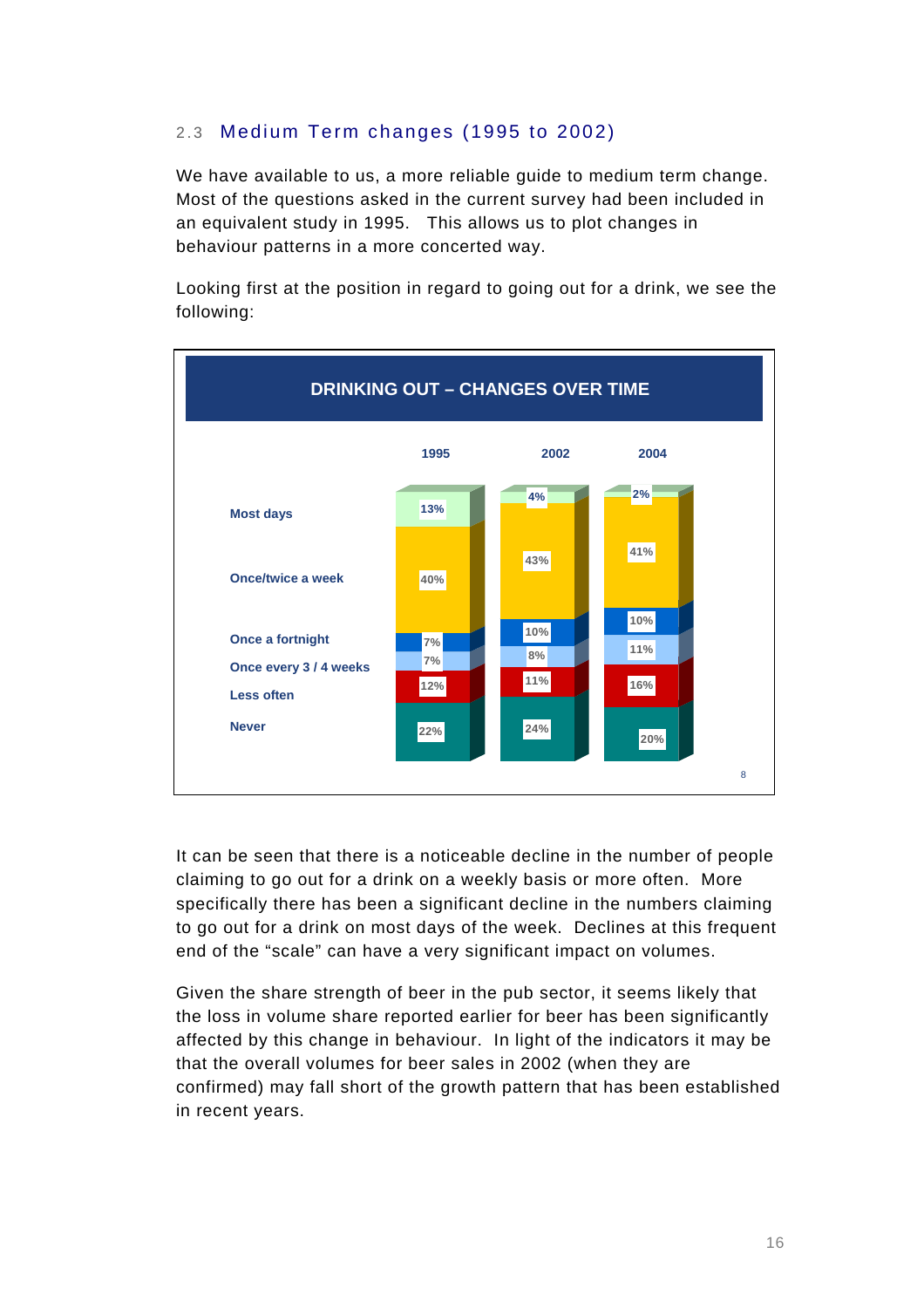### 2.3 Medium Term changes (1995 to 2002)

We have available to us, a more reliable guide to medium term change. Most of the questions asked in the current survey had been included in an equivalent study in 1995. This allows us to plot changes in behaviour patterns in a more concerted way.

Looking first at the position in regard to going out for a drink, we see the following:

**DRINKING OUT – CHANGES OVER TIME**

| | 1995 | 2002 | 2004 |
|---|---|---|---|
| Most days | 13% | 4% | 2% |
| Once/twice a week | 40% | 43% | 41% |
| Once a fortnight | 7% | 10% | 10% |
| Once every 3 / 4 weeks | 7% | 8% | 11% |
| Less often | 12% | 11% | 16% |
| Never | 22% | 24% | 20% |

It can be seen that there is a noticeable decline in the number of people claiming to go out for a drink on a weekly basis or more often. More specifically there has been a significant decline in the numbers claiming to go out for a drink on most days of the week. Declines at this frequent end of the "scale" can have a very significant impact on volumes.

Given the share strength of beer in the pub sector, it seems likely that the loss in volume share reported earlier for beer has been significantly affected by this change in behaviour. In light of the indicators it may be that the overall volumes for beer sales in 2002 (when they are confirmed) may fall short of the growth pattern that has been established in recent years.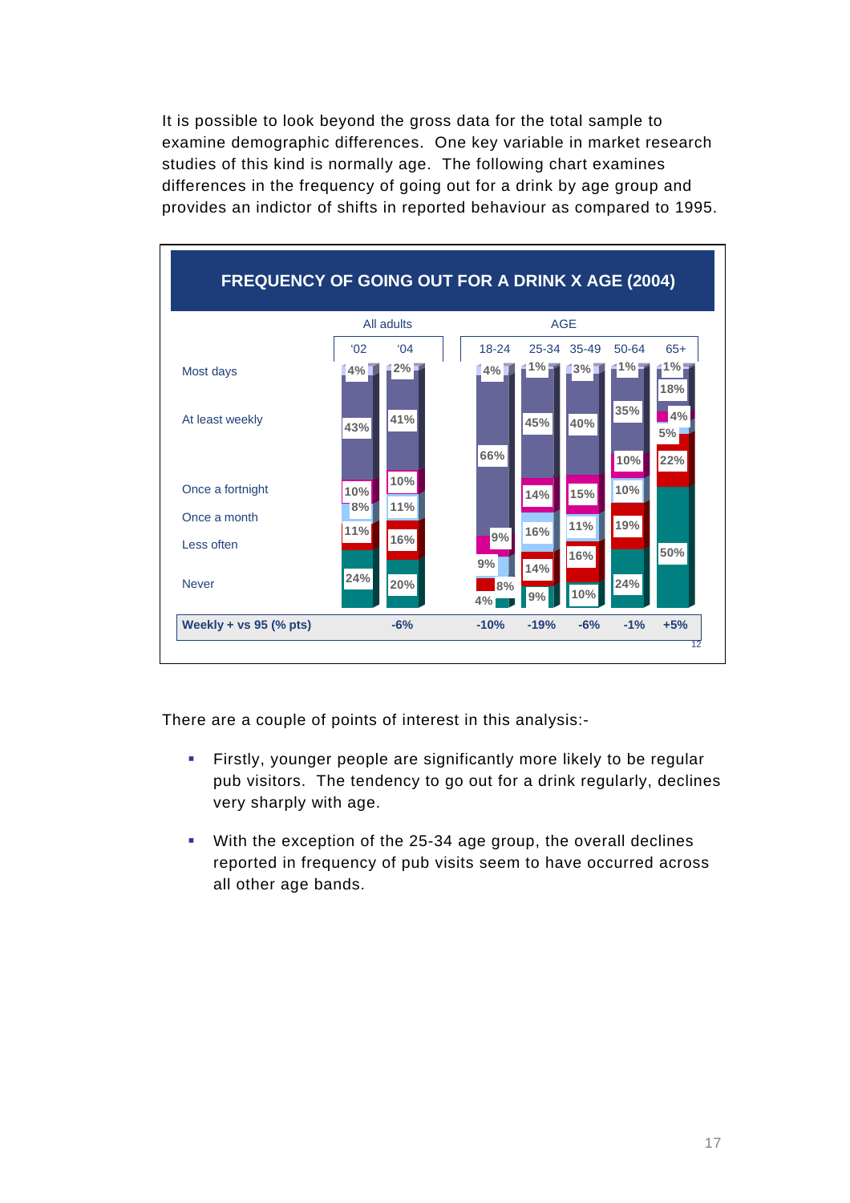It is possible to look beyond the gross data for the total sample to examine demographic differences. One key variable in market research studies of this kind is normally age. The following chart examines differences in the frequency of going out for a drink by age group and provides an indictor of shifts in reported behaviour as compared to 1995.

**FREQUENCY OF GOING OUT FOR A DRINK X AGE (2004)**

| | All adults | | AGE | | | | |
|---|---|---|---|---|---|---|---|
| | '02 | '04 | 18-24 | 25-34 | 35-49 | 50-64 | 65+ |
| Most days | 4% | 2% | 4% | 1% | 3% | 1% | 1% |
| At least weekly | 43% | 41% | 66% | 45% | 40% | 35% | 18% |
| Once a fortnight | 10% | 10% | 9% | 14% | 15% | 10% | 4% |
| Once a month | 8% | 11% | 9% | 16% | 11% | 10% | 5% |
| Less often | 11% | 16% | 8% | 14% | 16% | 19% | 22% |
| Never | 24% | 20% | 4% | 9% | 10% | 24% | 50% |
| **Weekly + vs 95 (% pts)** | | **-6%** | **-10%** | **-19%** | **-6%** | **-1%** | **+5%** |

There are a couple of points of interest in this analysis:-

- Firstly, younger people are significantly more likely to be regular pub visitors. The tendency to go out for a drink regularly, declines very sharply with age.
- With the exception of the 25-34 age group, the overall declines reported in frequency of pub visits seem to have occurred across all other age bands.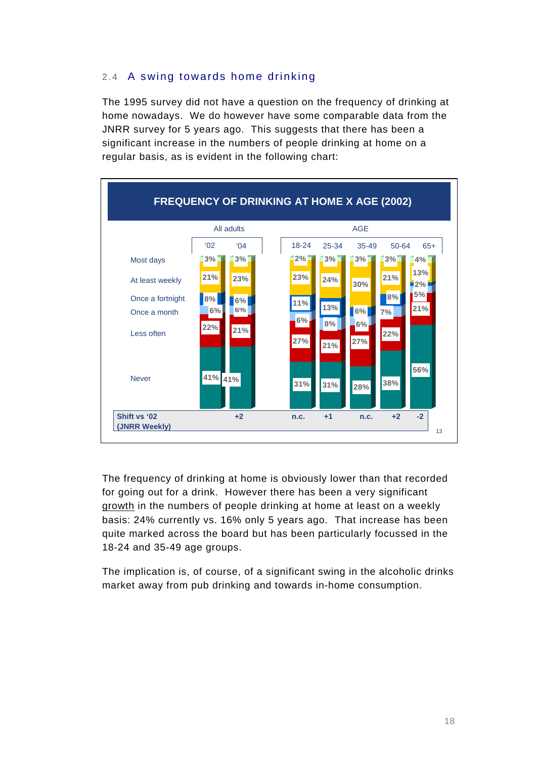## 2.4 A swing towards home drinking

The 1995 survey did not have a question on the frequency of drinking at home nowadays. We do however have some comparable data from the JNRR survey for 5 years ago. This suggests that there has been a significant increase in the numbers of people drinking at home on a regular basis, as is evident in the following chart:

**FREQUENCY OF DRINKING AT HOME X AGE (2002)**

| | All adults '02 | All adults '04 | 18-24 | 25-34 | 35-49 | 50-64 | 65+ |
|---|---|---|---|---|---|---|---|
| Most days | 3% | 3% | 2% | 3% | 3% | 3% | 4% |
| At least weekly | 21% | 23% | 23% | 24% | 30% | 21% | 13% |
| Once a fortnight | 8% | 6% | 11% | 13% | 6% | 8% | 2% |
| Once a month | 6% | 6% | 6% | 8% | 6% | 7% | 5% |
| Less often | 22% | 21% | 27% | 21% | 27% | 22% | 21% |
| Never | 41% | 41% | 31% | 31% | 28% | 38% | 56% |
| Shift vs '02 (JNRR Weekly) | | +2 | n.c. | +1 | n.c. | +2 | -2 |

The frequency of drinking at home is obviously lower than that recorded for going out for a drink. However there has been a very significant growth in the numbers of people drinking at home at least on a weekly basis: 24% currently vs. 16% only 5 years ago. That increase has been quite marked across the board but has been particularly focussed in the 18-24 and 35-49 age groups.

The implication is, of course, of a significant swing in the alcoholic drinks market away from pub drinking and towards in-home consumption.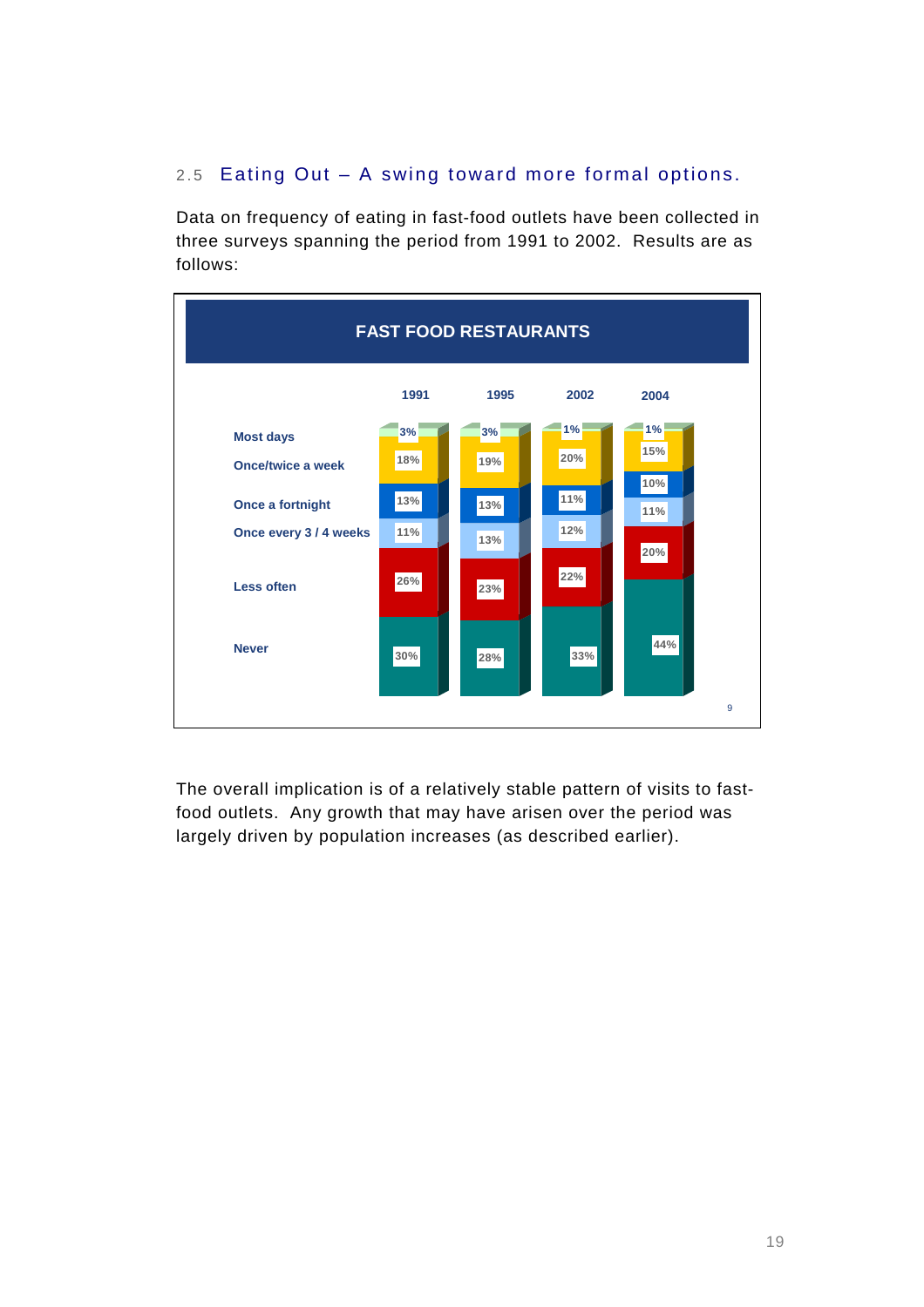## 2.5 Eating Out – A swing toward more formal options.

Data on frequency of eating in fast-food outlets have been collected in three surveys spanning the period from 1991 to 2002. Results are as follows:

**FAST FOOD RESTAURANTS**

| | 1991 | 1995 | 2002 | 2004 |
|---|---|---|---|---|
| Most days | 3% | 3% | 1% | 1% |
| Once/twice a week | 18% | 19% | 20% | 15% |
| Once a fortnight | 13% | 13% | 11% | 10% |
| Once every 3 / 4 weeks | 11% | 13% | 12% | 11% |
| Less often | 26% | 23% | 22% | 20% |
| Never | 30% | 28% | 33% | 44% |

The overall implication is of a relatively stable pattern of visits to fast-food outlets. Any growth that may have arisen over the period was largely driven by population increases (as described earlier).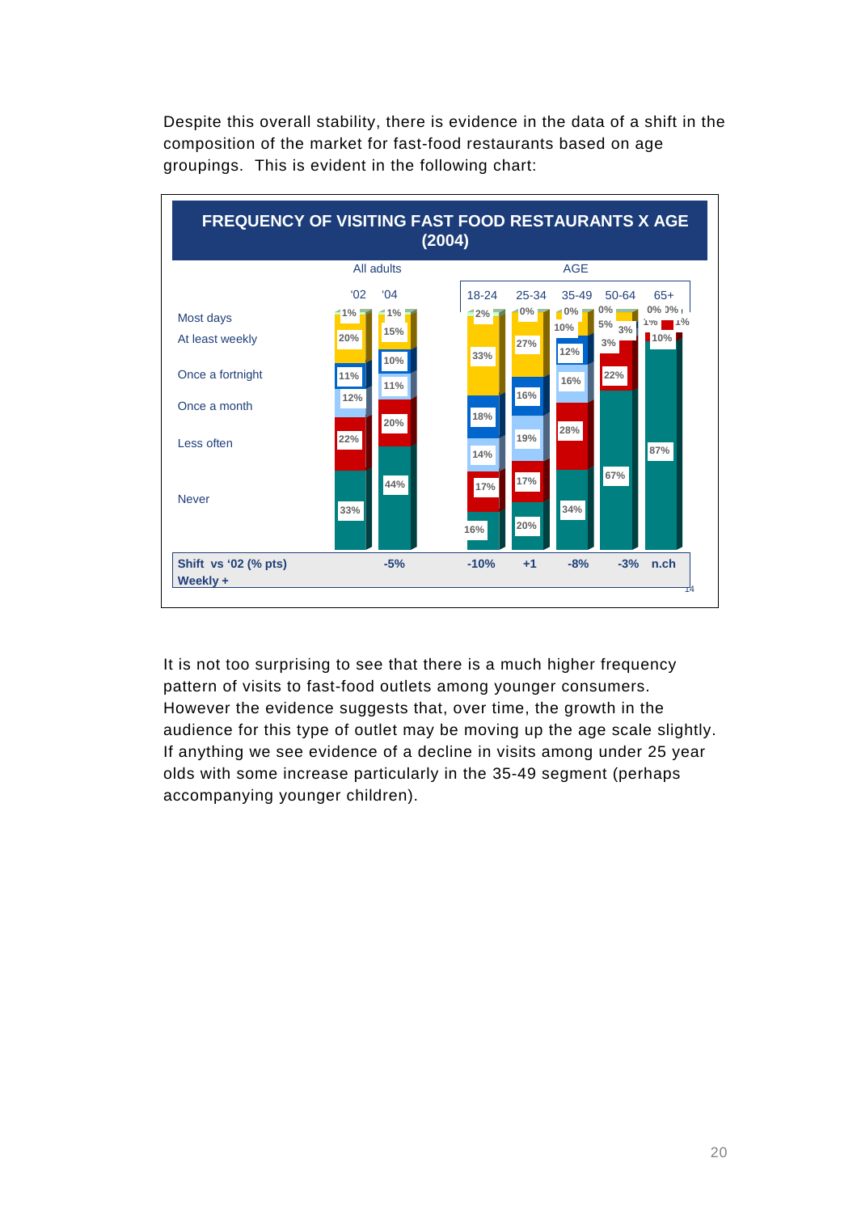Despite this overall stability, there is evidence in the data of a shift in the composition of the market for fast-food restaurants based on age groupings. This is evident in the following chart:

**FREQUENCY OF VISITING FAST FOOD RESTAURANTS X AGE (2004)**

| | All adults '02 | All adults '04 | 18-24 | 25-34 | 35-49 | 50-64 | 65+ |
|---|---|---|---|---|---|---|---|
| Most days | 1% | 1% | 2% | 0% | 0% | 0% | 0% |
| At least weekly | 20% | 15% | 33% | 27% | 10% | 5% | 0% |
| Once a fortnight | 11% | 10% | 18% | 16% | 12% | 3% | 1% |
| Once a month | 12% | 11% | 14% | 19% | 16% | 3% | 1% |
| Less often | 22% | 20% | 17% | 17% | 28% | 22% | 10% |
| Never | 33% | 44% | 16% | 20% | 34% | 67% | 87% |
| Shift vs '02 (% pts) Weekly + | | -5% | -10% | +1 | -8% | -3% | n.ch |

It is not too surprising to see that there is a much higher frequency pattern of visits to fast-food outlets among younger consumers. However the evidence suggests that, over time, the growth in the audience for this type of outlet may be moving up the age scale slightly. If anything we see evidence of a decline in visits among under 25 year olds with some increase particularly in the 35-49 segment (perhaps accompanying younger children).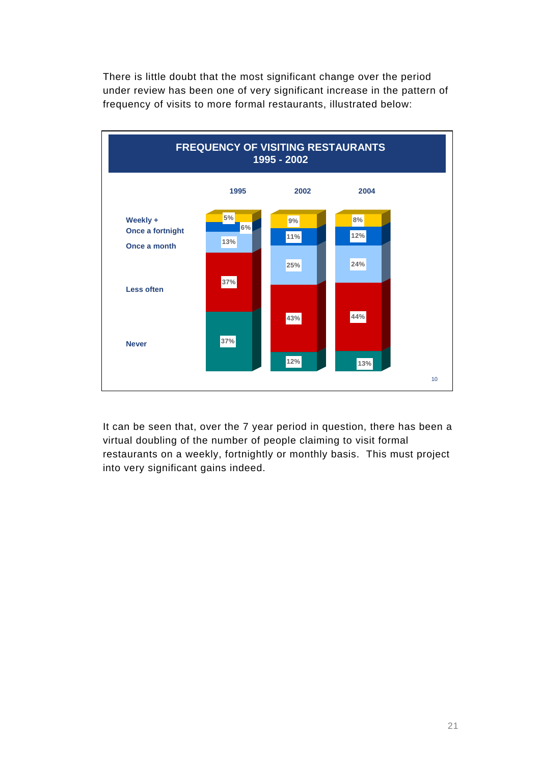There is little doubt that the most significant change over the period under review has been one of very significant increase in the pattern of frequency of visits to more formal restaurants, illustrated below:

**FREQUENCY OF VISITING RESTAURANTS 1995 - 2002**

| | 1995 | 2002 | 2004 |
|---|---|---|---|
| Weekly + | 5% | 9% | 8% |
| Once a fortnight | 6% | 11% | 12% |
| Once a month | 13% | 25% | 24% |
| Less often | 37% | 43% | 44% |
| Never | 37% | 12% | 13% |

10

It can be seen that, over the 7 year period in question, there has been a virtual doubling of the number of people claiming to visit formal restaurants on a weekly, fortnightly or monthly basis.  This must project into very significant gains indeed.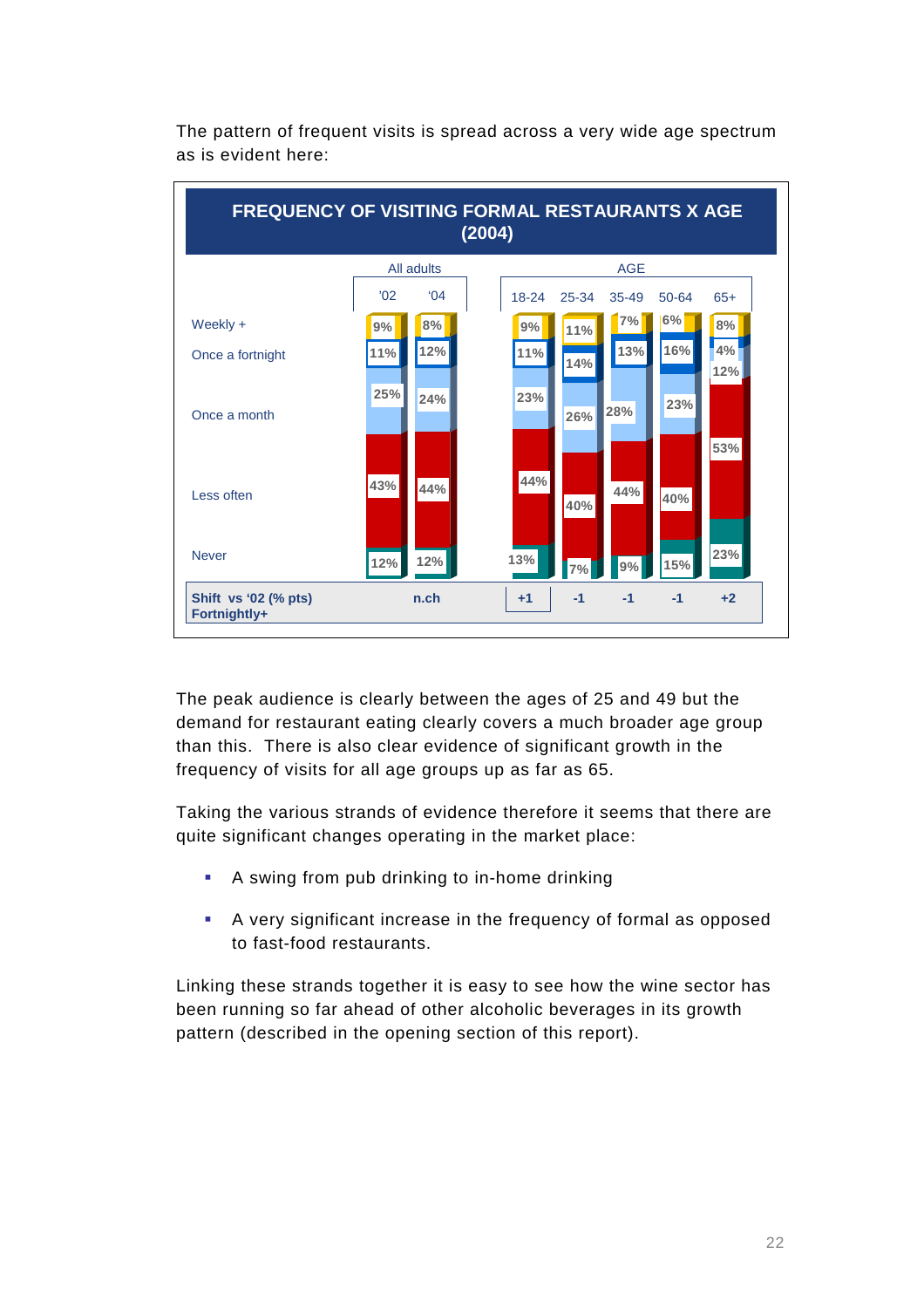The pattern of frequent visits is spread across a very wide age spectrum as is evident here:

**FREQUENCY OF VISITING FORMAL RESTAURANTS X AGE (2004)**

| | All adults '02 | All adults '04 | 18-24 | 25-34 | 35-49 | 50-64 | 65+ |
|---|---|---|---|---|---|---|---|
| Weekly + | 9% | 8% | 9% | 11% | 7% | 6% | 8% |
| Once a fortnight | 11% | 12% | 11% | 14% | 13% | 16% | 4% |
| Once a month | 25% | 24% | 23% | 26% | 28% | 23% | 12% |
| Less often | 43% | 44% | 44% | 40% | 44% | 40% | 53% |
| Never | 12% | 12% | 13% | 7% | 9% | 15% | 23% |
| Shift vs '02 (% pts) Fortnightly+ | n.ch | | +1 | -1 | -1 | -1 | +2 |

The peak audience is clearly between the ages of 25 and 49 but the demand for restaurant eating clearly covers a much broader age group than this. There is also clear evidence of significant growth in the frequency of visits for all age groups up as far as 65.

Taking the various strands of evidence therefore it seems that there are quite significant changes operating in the market place:

- A swing from pub drinking to in-home drinking
- A very significant increase in the frequency of formal as opposed to fast-food restaurants.

Linking these strands together it is easy to see how the wine sector has been running so far ahead of other alcoholic beverages in its growth pattern (described in the opening section of this report).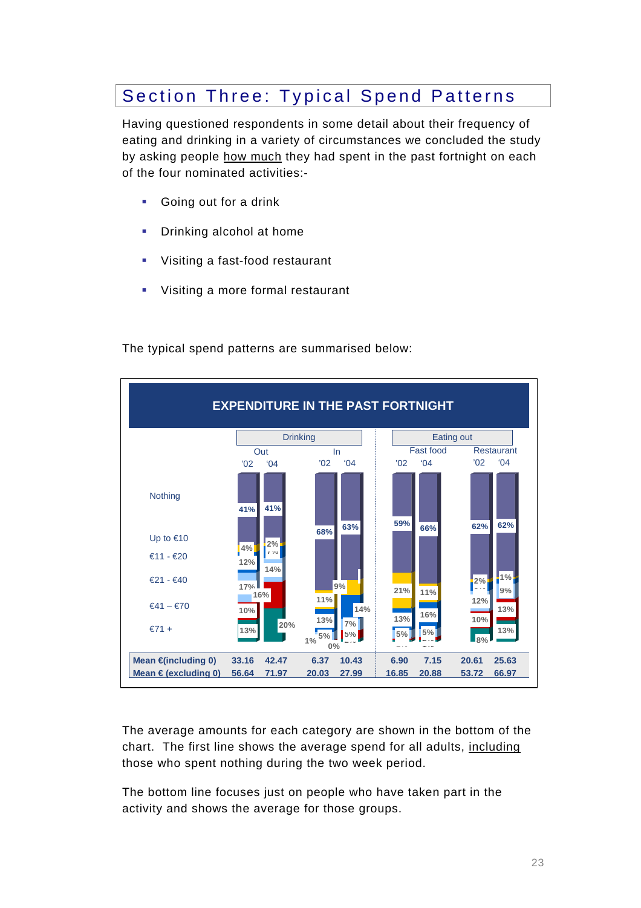# Section Three: Typical Spend Patterns

Having questioned respondents in some detail about their frequency of eating and drinking in a variety of circumstances we concluded the study by asking people how much they had spent in the past fortnight on each of the four nominated activities:-

- Going out for a drink
- Drinking alcohol at home
- Visiting a fast-food restaurant
- Visiting a more formal restaurant

The typical spend patterns are summarised below:

**EXPENDITURE IN THE PAST FORTNIGHT**

| | Drinking: Out '02 | Drinking: Out '04 | Drinking: In '02 | Drinking: In '04 | Eating out: Fast food '02 | Eating out: Fast food '04 | Eating out: Restaurant '02 | Eating out: Restaurant '04 |
|---|---|---|---|---|---|---|---|---|
| Mean €(including 0) | 33.16 | 42.47 | 6.37 | 10.43 | 6.90 | 7.15 | 20.61 | 25.63 |
| Mean € (excluding 0) | 56.64 | 71.97 | 20.03 | 27.99 | 16.85 | 20.88 | 53.72 | 66.97 |

The average amounts for each category are shown in the bottom of the chart. The first line shows the average spend for all adults, including those who spent nothing during the two week period.

The bottom line focuses just on people who have taken part in the activity and shows the average for those groups.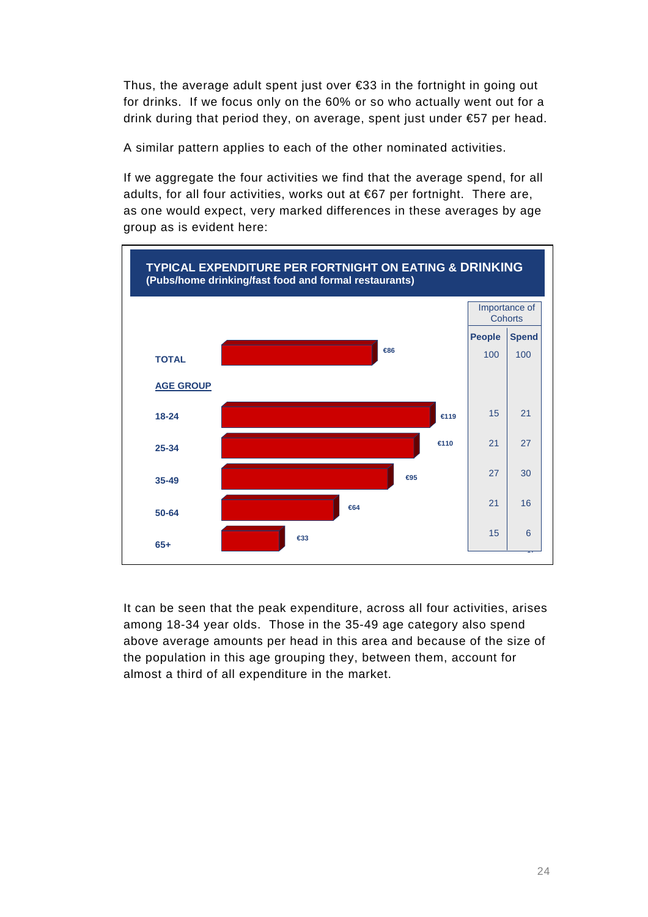Thus, the average adult spent just over €33 in the fortnight in going out for drinks. If we focus only on the 60% or so who actually went out for a drink during that period they, on average, spent just under €57 per head.

A similar pattern applies to each of the other nominated activities.

If we aggregate the four activities we find that the average spend, for all adults, for all four activities, works out at €67 per fortnight. There are, as one would expect, very marked differences in these averages by age group as is evident here:

**TYPICAL EXPENDITURE PER FORTNIGHT ON EATING & DRINKING**
**(Pubs/home drinking/fast food and formal restaurants)**

| | Expenditure | Importance of Cohorts: People | Importance of Cohorts: Spend |
|---|---|---|---|
| **TOTAL** | €86 | 100 | 100 |
| **AGE GROUP** | | | |
| 18-24 | €119 | 15 | 21 |
| 25-34 | €110 | 21 | 27 |
| 35-49 | €95 | 27 | 30 |
| 50-64 | €64 | 21 | 16 |
| 65+ | €33 | 15 | 6 |

It can be seen that the peak expenditure, across all four activities, arises among 18-34 year olds. Those in the 35-49 age category also spend above average amounts per head in this area and because of the size of the population in this age grouping they, between them, account for almost a third of all expenditure in the market.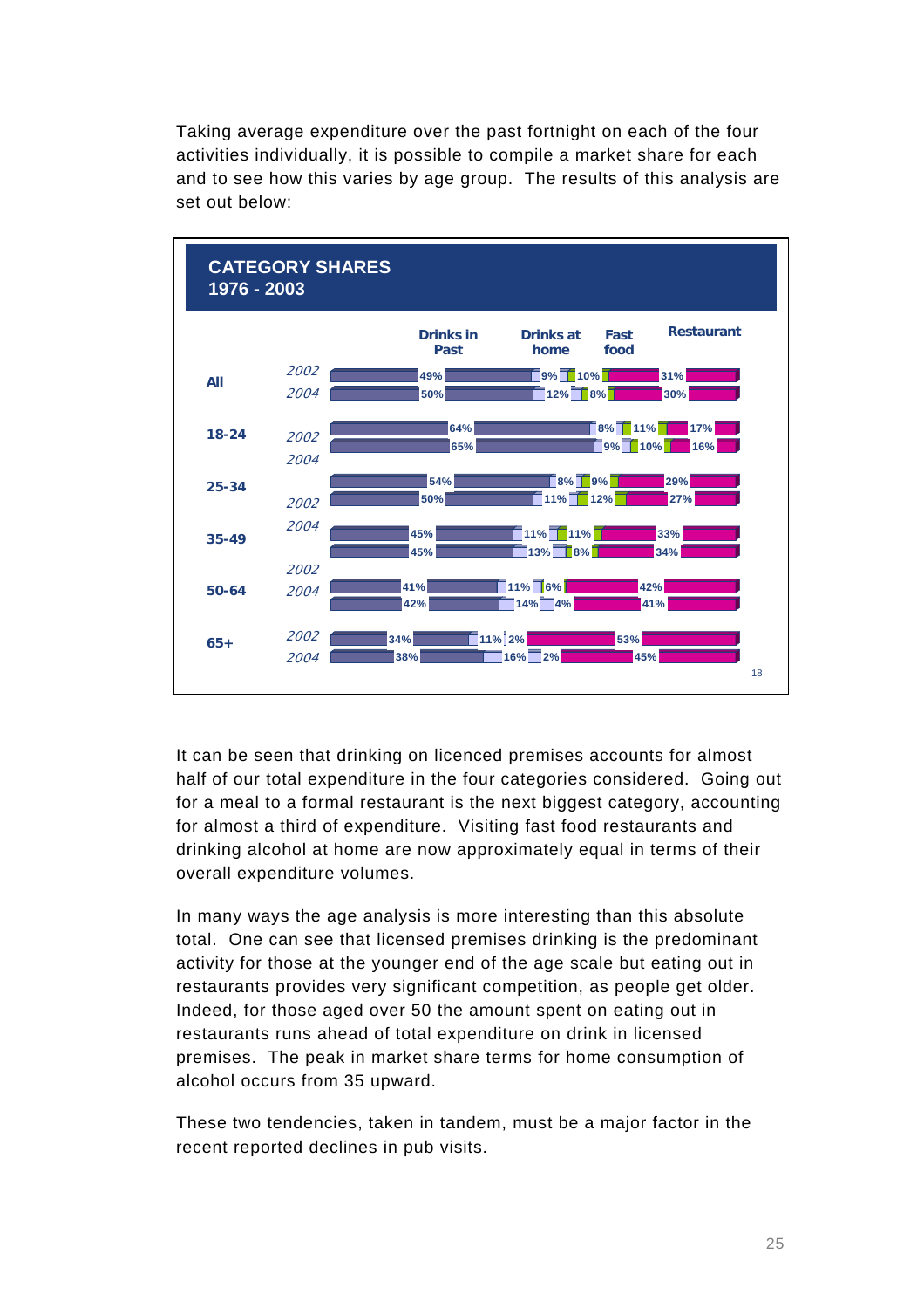Taking average expenditure over the past fortnight on each of the four activities individually, it is possible to compile a market share for each and to see how this varies by age group. The results of this analysis are set out below:

**CATEGORY SHARES**
**1976 - 2003**

Drinks in Past
Drinks at home
Fast food
Restaurant

All
2002: 49% 9% 10% 31%
2004: 50% 12% 8% 30%

18-24
2002: 64% 8% 11% 17%
2004: 65% 9% 10% 16%

25-34
2002: 54% 8% 9% 29%
2004: 50% 11% 12% 27%

35-49
2002: 45% 11% 11% 33%
2004: 45% 13% 8% 34%

50-64
2002: 41% 11% 6% 42%
2004: 42% 14% 4% 41%

65+
2002: 34% 11% 2% 53%
2004: 38% 16% 2% 45%

18

It can be seen that drinking on licenced premises accounts for almost half of our total expenditure in the four categories considered. Going out for a meal to a formal restaurant is the next biggest category, accounting for almost a third of expenditure. Visiting fast food restaurants and drinking alcohol at home are now approximately equal in terms of their overall expenditure volumes.

In many ways the age analysis is more interesting than this absolute total. One can see that licensed premises drinking is the predominant activity for those at the younger end of the age scale but eating out in restaurants provides very significant competition, as people get older. Indeed, for those aged over 50 the amount spent on eating out in restaurants runs ahead of total expenditure on drink in licensed premises. The peak in market share terms for home consumption of alcohol occurs from 35 upward.

These two tendencies, taken in tandem, must be a major factor in the recent reported declines in pub visits.